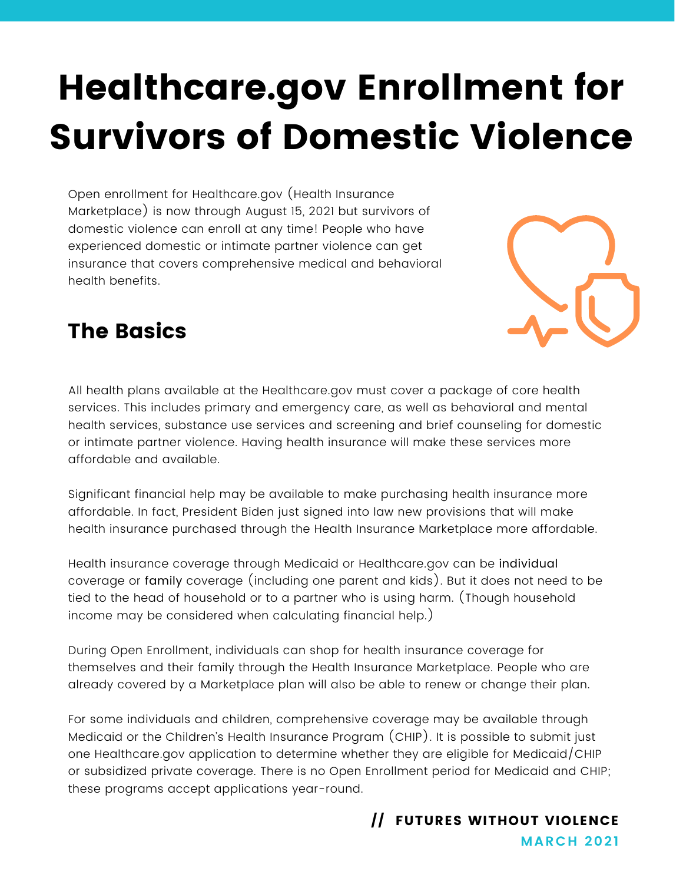# Healthcare.gov Enrollment for Survivors of Domestic Violence

Open enrollment for Healthcare.gov (Health Insurance Marketplace) is now through August 15, 2021 but survivors of domestic violence can enroll at any time! People who have experienced domestic or intimate partner violence can get insurance that covers comprehensive medical and behavioral health benefits.

## The Basics

All health plans available at the Healthcare.gov must cover a package of core health services. This includes primary and emergency care, as well as behavioral and mental health services, substance use services and screening and brief counseling for domestic or intimate partner violence. Having health insurance will make these services more affordable and available.

Significant financial help may be available to make purchasing health insurance more affordable. In fact, President Biden just signed into law new provisions that will make health insurance purchased through the Health Insurance Marketplace more affordable.

Health insurance coverage through Medicaid or Healthcare.gov can be individual coverage or family coverage (including one parent and kids). But it does not need to be tied to the head of household or to a partner who is using harm. (Though household income may be considered when calculating financial help.)

During Open Enrollment, individuals can shop for health insurance coverage for themselves and their family through the Health Insurance Marketplace. People who are already covered by a Marketplace plan will also be able to renew or change their plan.

For some individuals and children, comprehensive coverage may be available through Medicaid or the Children's Health Insurance Program (CHIP). It is possible to submit just one Healthcare.gov application to determine whether they are eligible for Medicaid/CHIP or subsidized private coverage. There is no Open Enrollment period for Medicaid and CHIP; these programs accept applications year-round.

**// FUTURES WITHOUT VIOLENCE**
**MARCH 2021**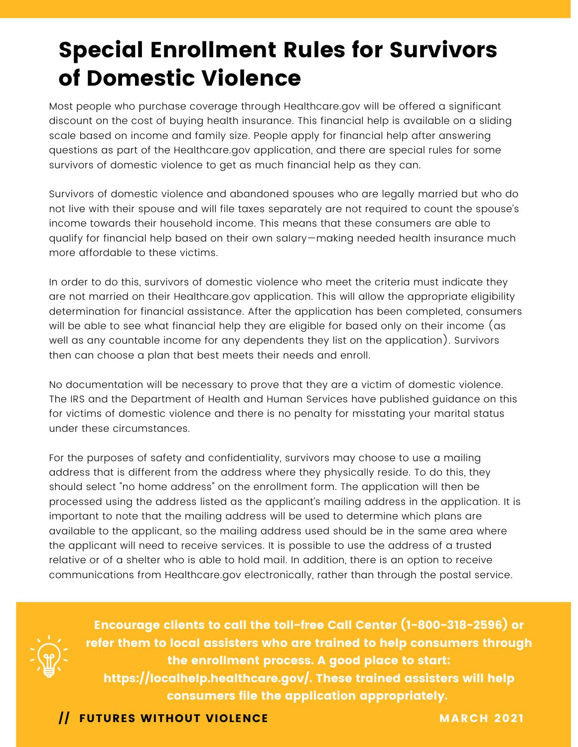# Special Enrollment Rules for Survivors of Domestic Violence

Most people who purchase coverage through Healthcare.gov will be offered a significant discount on the cost of buying health insurance. This financial help is available on a sliding scale based on income and family size. People apply for financial help after answering questions as part of the Healthcare.gov application, and there are special rules for some survivors of domestic violence to get as much financial help as they can.

Survivors of domestic violence and abandoned spouses who are legally married but who do not live with their spouse and will file taxes separately are not required to count the spouse's income towards their household income. This means that these consumers are able to qualify for financial help based on their own salary—making needed health insurance much more affordable to these victims.

In order to do this, survivors of domestic violence who meet the criteria must indicate they are not married on their Healthcare.gov application. This will allow the appropriate eligibility determination for financial assistance. After the application has been completed, consumers will be able to see what financial help they are eligible for based only on their income (as well as any countable income for any dependents they list on the application). Survivors then can choose a plan that best meets their needs and enroll.

No documentation will be necessary to prove that they are a victim of domestic violence. The IRS and the Department of Health and Human Services have published guidance on this for victims of domestic violence and there is no penalty for misstating your marital status under these circumstances.

For the purposes of safety and confidentiality, survivors may choose to use a mailing address that is different from the address where they physically reside. To do this, they should select "no home address" on the enrollment form. The application will then be processed using the address listed as the applicant's mailing address in the application. It is important to note that the mailing address will be used to determine which plans are available to the applicant, so the mailing address used should be in the same area where the applicant will need to receive services. It is possible to use the address of a trusted relative or of a shelter who is able to hold mail. In addition, there is an option to receive communications from Healthcare.gov electronically, rather than through the postal service.

**Encourage clients to call the toll-free Call Center (1-800-318-2596) or refer them to local assisters who are trained to help consumers through the enrollment process. A good place to start: https://localhelp.healthcare.gov/. These trained assisters will help consumers file the application appropriately.**

// **FUTURES WITHOUT VIOLENCE** — **MARCH 2021**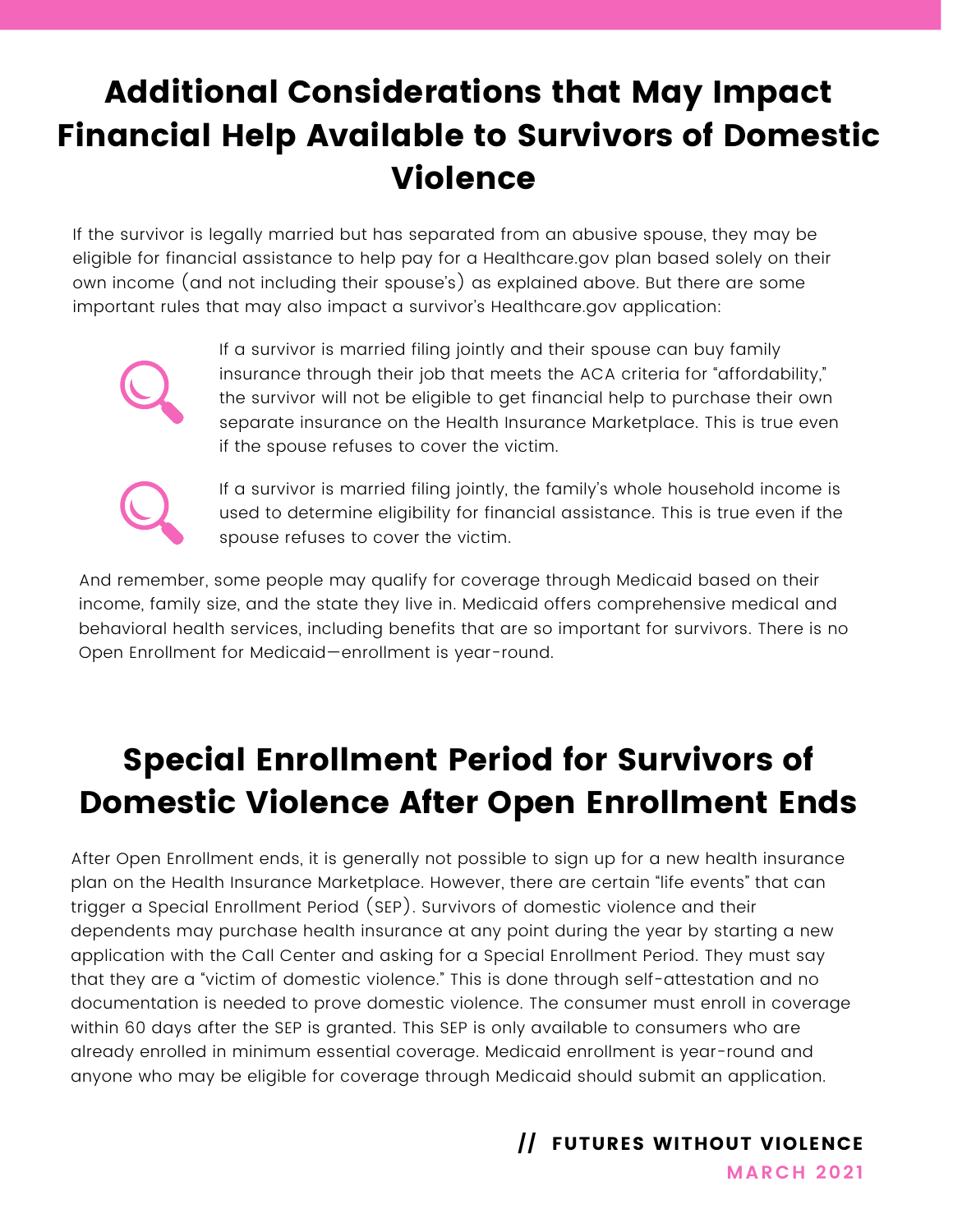## Additional Considerations that May Impact Financial Help Available to Survivors of Domestic Violence

If the survivor is legally married but has separated from an abusive spouse, they may be eligible for financial assistance to help pay for a Healthcare.gov plan based solely on their own income (and not including their spouse's) as explained above. But there are some important rules that may also impact a survivor's Healthcare.gov application:

- If a survivor is married filing jointly and their spouse can buy family insurance through their job that meets the ACA criteria for "affordability," the survivor will not be eligible to get financial help to purchase their own separate insurance on the Health Insurance Marketplace. This is true even if the spouse refuses to cover the victim.
- If a survivor is married filing jointly, the family's whole household income is used to determine eligibility for financial assistance. This is true even if the spouse refuses to cover the victim.

And remember, some people may qualify for coverage through Medicaid based on their income, family size, and the state they live in. Medicaid offers comprehensive medical and behavioral health services, including benefits that are so important for survivors. There is no Open Enrollment for Medicaid—enrollment is year-round.

## Special Enrollment Period for Survivors of Domestic Violence After Open Enrollment Ends

After Open Enrollment ends, it is generally not possible to sign up for a new health insurance plan on the Health Insurance Marketplace. However, there are certain "life events" that can trigger a Special Enrollment Period (SEP). Survivors of domestic violence and their dependents may purchase health insurance at any point during the year by starting a new application with the Call Center and asking for a Special Enrollment Period. They must say that they are a "victim of domestic violence." This is done through self-attestation and no documentation is needed to prove domestic violence. The consumer must enroll in coverage within 60 days after the SEP is granted. This SEP is only available to consumers who are already enrolled in minimum essential coverage. Medicaid enrollment is year-round and anyone who may be eligible for coverage through Medicaid should submit an application.

// **FUTURES WITHOUT VIOLENCE**

**MARCH 2021**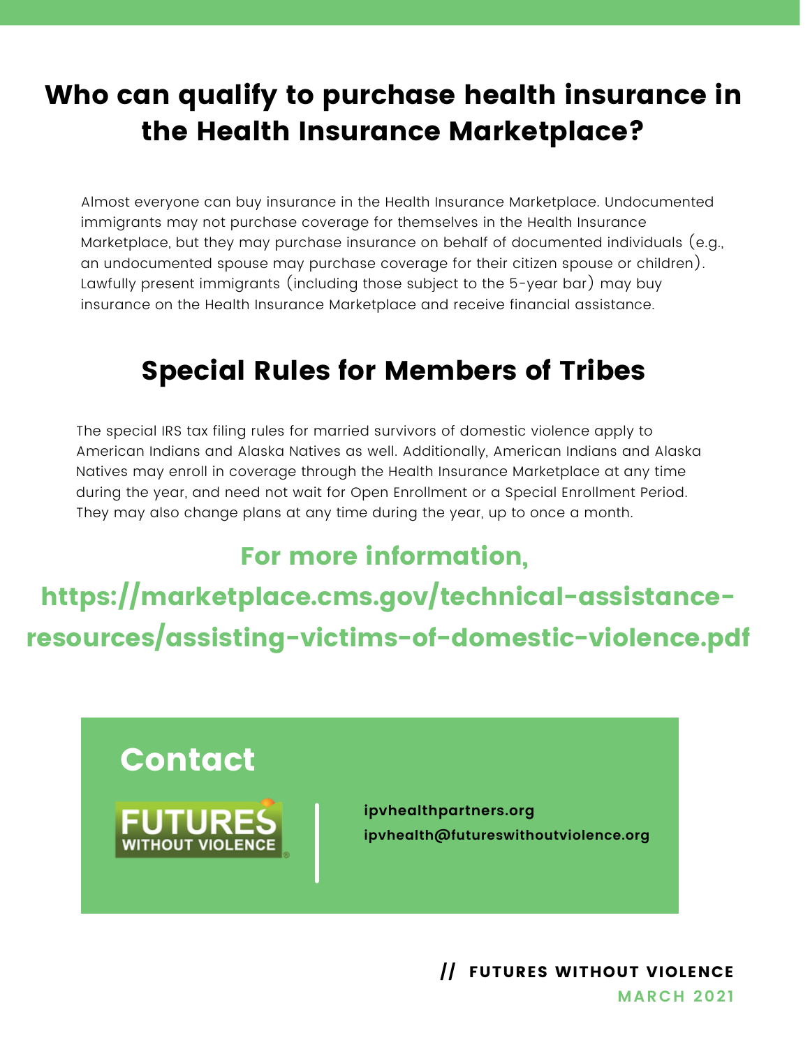## Who can qualify to purchase health insurance in the Health Insurance Marketplace?

Almost everyone can buy insurance in the Health Insurance Marketplace. Undocumented immigrants may not purchase coverage for themselves in the Health Insurance Marketplace, but they may purchase insurance on behalf of documented individuals (e.g., an undocumented spouse may purchase coverage for their citizen spouse or children). Lawfully present immigrants (including those subject to the 5-year bar) may buy insurance on the Health Insurance Marketplace and receive financial assistance.

## Special Rules for Members of Tribes

The special IRS tax filing rules for married survivors of domestic violence apply to American Indians and Alaska Natives as well. Additionally, American Indians and Alaska Natives may enroll in coverage through the Health Insurance Marketplace at any time during the year, and need not wait for Open Enrollment or a Special Enrollment Period. They may also change plans at any time during the year, up to once a month.

### For more information, https://marketplace.cms.gov/technical-assistance-resources/assisting-victims-of-domestic-violence.pdf

## Contact

FUTURES WITHOUT VIOLENCE

**ipvhealthpartners.org**
**ipvhealth@futureswithoutviolence.org**

**// FUTURES WITHOUT VIOLENCE**
**MARCH 2021**